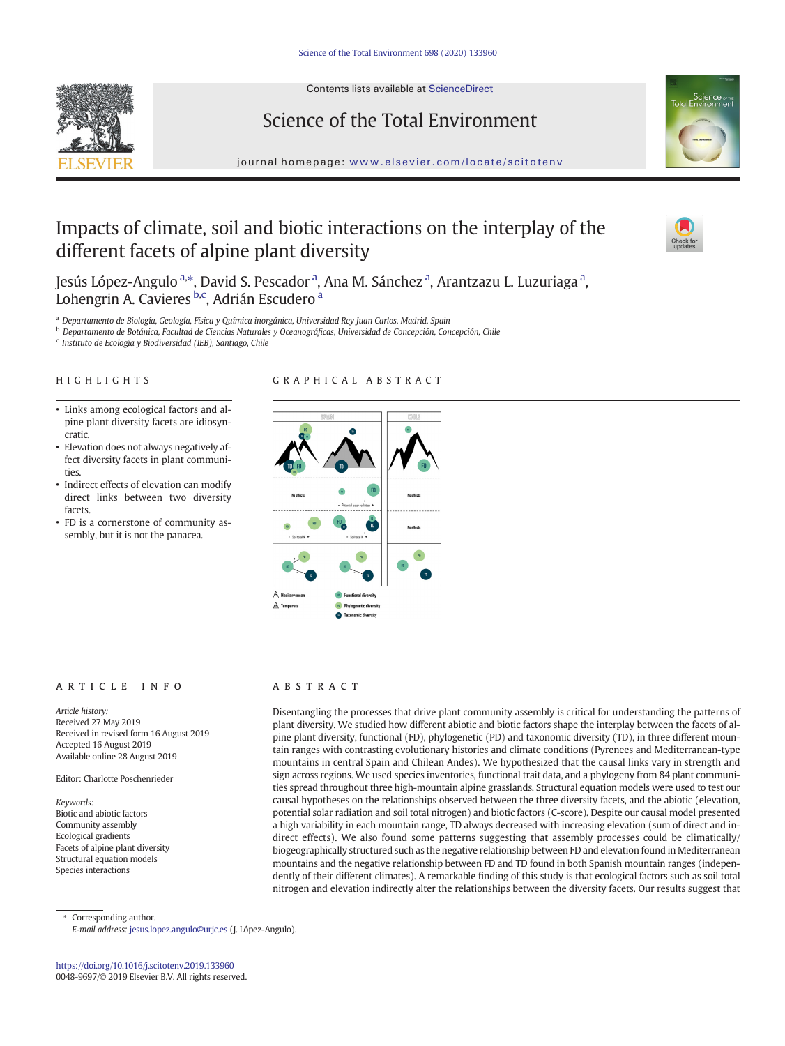# Impacts of climate, soil and biotic interactions on the interplay of the different facets of alpine plant diversity

Jesús López-Angulo [a,*], David S. Pescador [a], Ana M. Sánchez [a], Arantzazu L. Luzuriaga [a], Lohengrin A. Cavieres [b,c], Adrián Escudero [a]

[a] Departamento de Biología, Geología, Física y Química inorgánica, Universidad Rey Juan Carlos, Madrid, Spain
[b] Departamento de Botánica, Facultad de Ciencias Naturales y Oceanográficas, Universidad de Concepción, Concepción, Chile
[c] Instituto de Ecología y Biodiversidad (IEB), Santiago, Chile

## HIGHLIGHTS

- Links among ecological factors and alpine plant diversity facets are idiosyncratic.
- Elevation does not always negatively affect diversity facets in plant communities.
- Indirect effects of elevation can modify direct links between two diversity facets.
- FD is a cornerstone of community assembly, but it is not the panacea.

## GRAPHICAL ABSTRACT

## ARTICLE INFO

*Article history:*
Received 27 May 2019
Received in revised form 16 August 2019
Accepted 16 August 2019
Available online 28 August 2019

Editor: Charlotte Poschenrieder

*Keywords:*
Biotic and abiotic factors
Community assembly
Ecological gradients
Facets of alpine plant diversity
Structural equation models
Species interactions

## ABSTRACT

Disentangling the processes that drive plant community assembly is critical for understanding the patterns of plant diversity. We studied how different abiotic and biotic factors shape the interplay between the facets of alpine plant diversity, functional (FD), phylogenetic (PD) and taxonomic diversity (TD), in three different mountain ranges with contrasting evolutionary histories and climate conditions (Pyrenees and Mediterranean-type mountains in central Spain and Chilean Andes). We hypothesized that the causal links vary in strength and sign across regions. We used species inventories, functional trait data, and a phylogeny from 84 plant communities spread throughout three high-mountain alpine grasslands. Structural equation models were used to test our causal hypotheses on the relationships observed between the three diversity facets, and the abiotic (elevation, potential solar radiation and soil total nitrogen) and biotic factors (C-score). Despite our causal model presented a high variability in each mountain range, TD always decreased with increasing elevation (sum of direct and indirect effects). We also found some patterns suggesting that assembly processes could be climatically/biogeographically structured such as the negative relationship between FD and elevation found in Mediterranean mountains and the negative relationship between FD and TD found in both Spanish mountain ranges (independently of their different climates). A remarkable finding of this study is that ecological factors such as soil total nitrogen and elevation indirectly alter the relationships between the diversity facets. Our results suggest that

\* Corresponding author.
*E-mail address:* jesus.lopez.angulo@urjc.es (J. López-Angulo).

https://doi.org/10.1016/j.scitotenv.2019.133960
0048-9697/© 2019 Elsevier B.V. All rights reserved.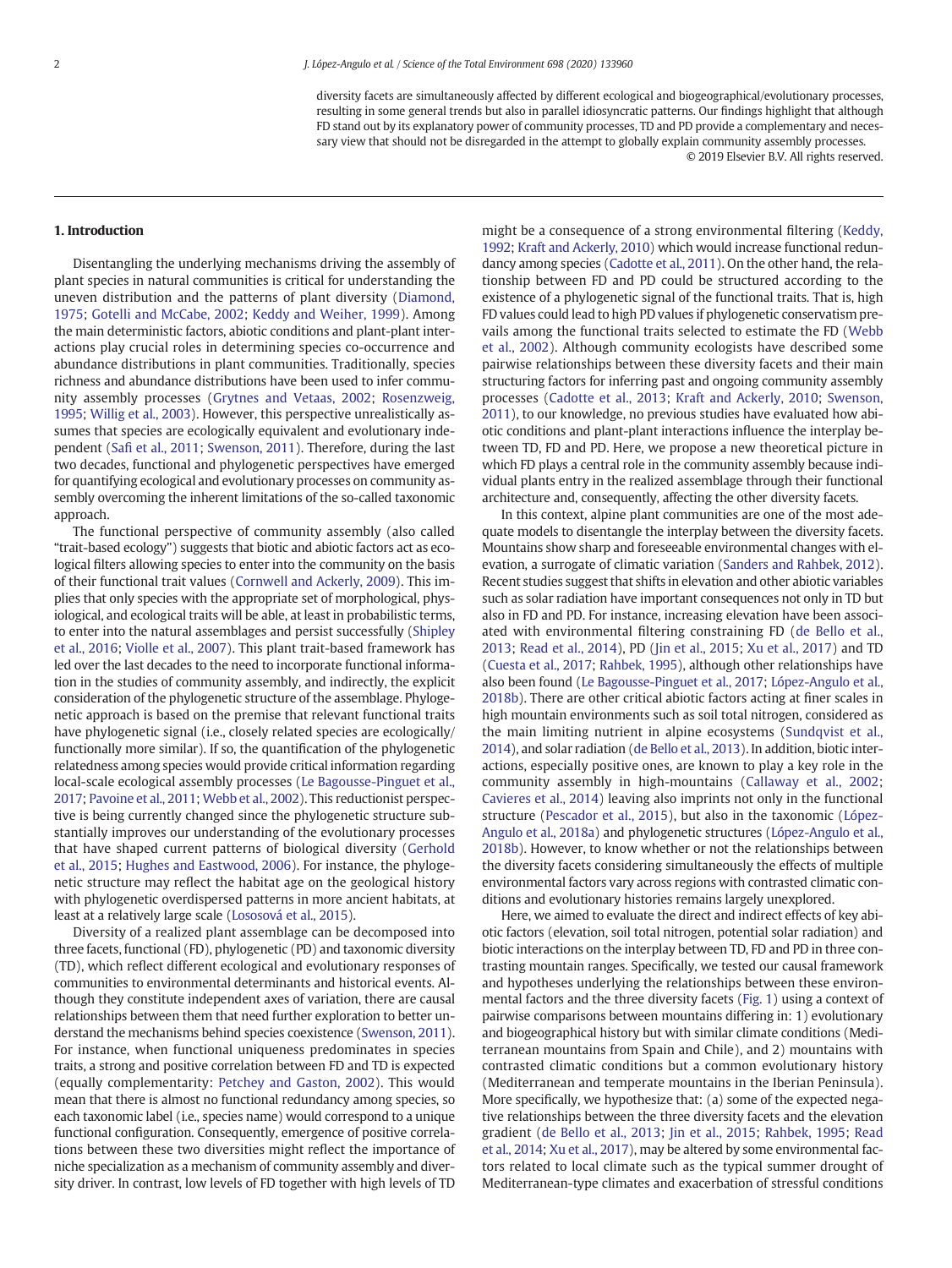diversity facets are simultaneously affected by different ecological and biogeographical/evolutionary processes, resulting in some general trends but also in parallel idiosyncratic patterns. Our findings highlight that although FD stand out by its explanatory power of community processes, TD and PD provide a complementary and necessary view that should not be disregarded in the attempt to globally explain community assembly processes.

© 2019 Elsevier B.V. All rights reserved.

## 1. Introduction

Disentangling the underlying mechanisms driving the assembly of plant species in natural communities is critical for understanding the uneven distribution and the patterns of plant diversity (Diamond, 1975; Gotelli and McCabe, 2002; Keddy and Weiher, 1999). Among the main deterministic factors, abiotic conditions and plant-plant interactions play crucial roles in determining species co-occurrence and abundance distributions in plant communities. Traditionally, species richness and abundance distributions have been used to infer community assembly processes (Grytnes and Vetaas, 2002; Rosenzweig, 1995; Willig et al., 2003). However, this perspective unrealistically assumes that species are ecologically equivalent and evolutionary independent (Safi et al., 2011; Swenson, 2011). Therefore, during the last two decades, functional and phylogenetic perspectives have emerged for quantifying ecological and evolutionary processes on community assembly overcoming the inherent limitations of the so-called taxonomic approach.

The functional perspective of community assembly (also called "trait-based ecology") suggests that biotic and abiotic factors act as ecological filters allowing species to enter into the community on the basis of their functional trait values (Cornwell and Ackerly, 2009). This implies that only species with the appropriate set of morphological, physiological, and ecological traits will be able, at least in probabilistic terms, to enter into the natural assemblages and persist successfully (Shipley et al., 2016; Violle et al., 2007). This plant trait-based framework has led over the last decades to the need to incorporate functional information in the studies of community assembly, and indirectly, the explicit consideration of the phylogenetic structure of the assemblage. Phylogenetic approach is based on the premise that relevant functional traits have phylogenetic signal (i.e., closely related species are ecologically/functionally more similar). If so, the quantification of the phylogenetic relatedness among species would provide critical information regarding local-scale ecological assembly processes (Le Bagousse-Pinguet et al., 2017; Pavoine et al., 2011; Webb et al., 2002). This reductionist perspective is being currently changed since the phylogenetic structure substantially improves our understanding of the evolutionary processes that have shaped current patterns of biological diversity (Gerhold et al., 2015; Hughes and Eastwood, 2006). For instance, the phylogenetic structure may reflect the habitat age on the geological history with phylogenetic overdispersed patterns in more ancient habitats, at least at a relatively large scale (Lososová et al., 2015).

Diversity of a realized plant assemblage can be decomposed into three facets, functional (FD), phylogenetic (PD) and taxonomic diversity (TD), which reflect different ecological and evolutionary responses of communities to environmental determinants and historical events. Although they constitute independent axes of variation, there are causal relationships between them that need further exploration to better understand the mechanisms behind species coexistence (Swenson, 2011). For instance, when functional uniqueness predominates in species traits, a strong and positive correlation between FD and TD is expected (equally complementarity: Petchey and Gaston, 2002). This would mean that there is almost no functional redundancy among species, so each taxonomic label (i.e., species name) would correspond to a unique functional configuration. Consequently, emergence of positive correlations between these two diversities might reflect the importance of niche specialization as a mechanism of community assembly and diversity driver. In contrast, low levels of FD together with high levels of TD might be a consequence of a strong environmental filtering (Keddy, 1992; Kraft and Ackerly, 2010) which would increase functional redundancy among species (Cadotte et al., 2011). On the other hand, the relationship between FD and PD could be structured according to the existence of a phylogenetic signal of the functional traits. That is, high FD values could lead to high PD values if phylogenetic conservatism prevails among the functional traits selected to estimate the FD (Webb et al., 2002). Although community ecologists have described some pairwise relationships between these diversity facets and their main structuring factors for inferring past and ongoing community assembly processes (Cadotte et al., 2013; Kraft and Ackerly, 2010; Swenson, 2011), to our knowledge, no previous studies have evaluated how abiotic conditions and plant-plant interactions influence the interplay between TD, FD and PD. Here, we propose a new theoretical picture in which FD plays a central role in the community assembly because individual plants entry in the realized assemblage through their functional architecture and, consequently, affecting the other diversity facets.

In this context, alpine plant communities are one of the most adequate models to disentangle the interplay between the diversity facets. Mountains show sharp and foreseeable environmental changes with elevation, a surrogate of climatic variation (Sanders and Rahbek, 2012). Recent studies suggest that shifts in elevation and other abiotic variables such as solar radiation have important consequences not only in TD but also in FD and PD. For instance, increasing elevation have been associated with environmental filtering constraining FD (de Bello et al., 2013; Read et al., 2014), PD (Jin et al., 2015; Xu et al., 2017) and TD (Cuesta et al., 2017; Rahbek, 1995), although other relationships have also been found (Le Bagousse-Pinguet et al., 2017; López-Angulo et al., 2018b). There are other critical abiotic factors acting at finer scales in high mountain environments such as soil total nitrogen, considered as the main limiting nutrient in alpine ecosystems (Sundqvist et al., 2014), and solar radiation (de Bello et al., 2013). In addition, biotic interactions, especially positive ones, are known to play a key role in the community assembly in high-mountains (Callaway et al., 2002; Cavieres et al., 2014) leaving also imprints not only in the functional structure (Pescador et al., 2015), but also in the taxonomic (López-Angulo et al., 2018a) and phylogenetic structures (López-Angulo et al., 2018b). However, to know whether or not the relationships between the diversity facets considering simultaneously the effects of multiple environmental factors vary across regions with contrasted climatic conditions and evolutionary histories remains largely unexplored.

Here, we aimed to evaluate the direct and indirect effects of key abiotic factors (elevation, soil total nitrogen, potential solar radiation) and biotic interactions on the interplay between TD, FD and PD in three contrasting mountain ranges. Specifically, we tested our causal framework and hypotheses underlying the relationships between these environmental factors and the three diversity facets (Fig. 1) using a context of pairwise comparisons between mountains differing in: 1) evolutionary and biogeographical history but with similar climate conditions (Mediterranean mountains from Spain and Chile), and 2) mountains with contrasted climatic conditions but a common evolutionary history (Mediterranean and temperate mountains in the Iberian Peninsula). More specifically, we hypothesize that: (a) some of the expected negative relationships between the three diversity facets and the elevation gradient (de Bello et al., 2013; Jin et al., 2015; Rahbek, 1995; Read et al., 2014; Xu et al., 2017), may be altered by some environmental factors related to local climate such as the typical summer drought of Mediterranean-type climates and exacerbation of stressful conditions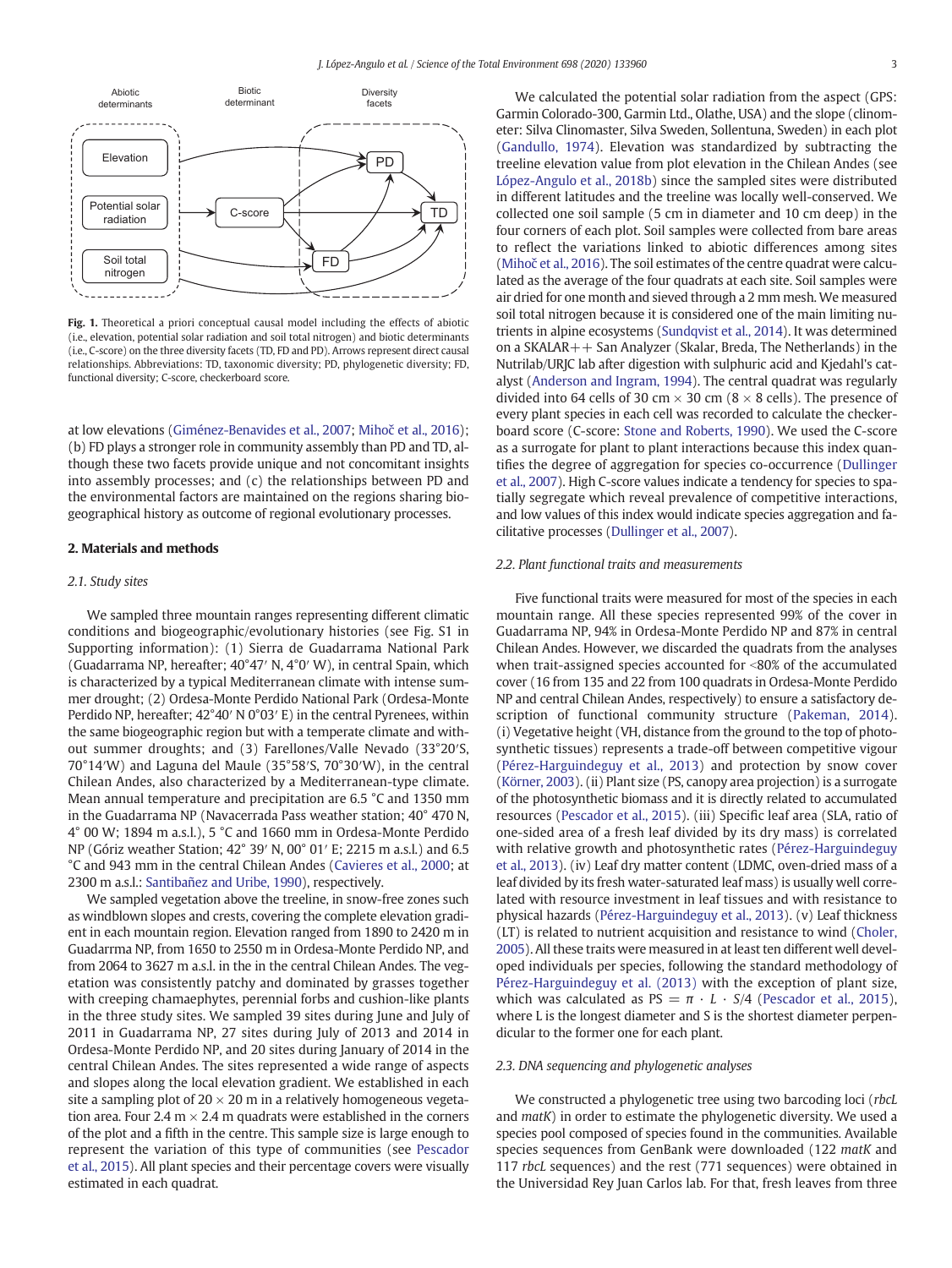**Fig. 1.** Theoretical a priori conceptual causal model including the effects of abiotic (i.e., elevation, potential solar radiation and soil total nitrogen) and biotic determinants (i.e., C-score) on the three diversity facets (TD, FD and PD). Arrows represent direct causal relationships. Abbreviations: TD, taxonomic diversity; PD, phylogenetic diversity; FD, functional diversity; C-score, checkerboard score.

at low elevations (Giménez-Benavides et al., 2007; Mihoč et al., 2016); (b) FD plays a stronger role in community assembly than PD and TD, although these two facets provide unique and not concomitant insights into assembly processes; and (c) the relationships between PD and the environmental factors are maintained on the regions sharing biogeographical history as outcome of regional evolutionary processes.

## 2. Materials and methods

### 2.1. Study sites

We sampled three mountain ranges representing different climatic conditions and biogeographic/evolutionary histories (see Fig. S1 in Supporting information): (1) Sierra de Guadarrama National Park (Guadarrama NP, hereafter; 40°47′ N, 4°0′ W), in central Spain, which is characterized by a typical Mediterranean climate with intense summer drought; (2) Ordesa-Monte Perdido National Park (Ordesa-Monte Perdido NP, hereafter; 42°40′ N 0°03′ E) in the central Pyrenees, within the same biogeographic region but with a temperate climate and without summer droughts; and (3) Farellones/Valle Nevado (33°20′S, 70°14′W) and Laguna del Maule (35°58′S, 70°30′W), in the central Chilean Andes, also characterized by a Mediterranean-type climate. Mean annual temperature and precipitation are 6.5 °C and 1350 mm in the Guadarrama NP (Navacerrada Pass weather station; 40° 470 N, 4° 00 W; 1894 m a.s.l.), 5 °C and 1660 mm in Ordesa-Monte Perdido NP (Góriz weather Station; 42° 39′ N, 00° 01′ E; 2215 m a.s.l.) and 6.5 °C and 943 mm in the central Chilean Andes (Cavieres et al., 2000; at 2300 m a.s.l.: Santibañez and Uribe, 1990), respectively.

We sampled vegetation above the treeline, in snow-free zones such as windblown slopes and crests, covering the complete elevation gradient in each mountain region. Elevation ranged from 1890 to 2420 m in Guadarrma NP, from 1650 to 2550 m in Ordesa-Monte Perdido NP, and from 2064 to 3627 m a.s.l. in the in the central Chilean Andes. The vegetation was consistently patchy and dominated by grasses together with creeping chamaephytes, perennial forbs and cushion-like plants in the three study sites. We sampled 39 sites during June and July of 2011 in Guadarrama NP, 27 sites during July of 2013 and 2014 in Ordesa-Monte Perdido NP, and 20 sites during January of 2014 in the central Chilean Andes. The sites represented a wide range of aspects and slopes along the local elevation gradient. We established in each site a sampling plot of 20 × 20 m in a relatively homogeneous vegetation area. Four 2.4 m × 2.4 m quadrats were established in the corners of the plot and a fifth in the centre. This sample size is large enough to represent the variation of this type of communities (see Pescador et al., 2015). All plant species and their percentage covers were visually estimated in each quadrat.

We calculated the potential solar radiation from the aspect (GPS: Garmin Colorado-300, Garmin Ltd., Olathe, USA) and the slope (clinometer: Silva Clinomaster, Silva Sweden, Sollentuna, Sweden) in each plot (Gandullo, 1974). Elevation was standardized by subtracting the treeline elevation value from plot elevation in the Chilean Andes (see López-Angulo et al., 2018b) since the sampled sites were distributed in different latitudes and the treeline was locally well-conserved. We collected one soil sample (5 cm in diameter and 10 cm deep) in the four corners of each plot. Soil samples were collected from bare areas to reflect the variations linked to abiotic differences among sites (Mihoč et al., 2016). The soil estimates of the centre quadrat were calculated as the average of the four quadrats at each site. Soil samples were air dried for one month and sieved through a 2 mm mesh. We measured soil total nitrogen because it is considered one of the main limiting nutrients in alpine ecosystems (Sundqvist et al., 2014). It was determined on a SKALAR++ San Analyzer (Skalar, Breda, The Netherlands) in the Nutrilab/URJC lab after digestion with sulphuric acid and Kjedahl's catalyst (Anderson and Ingram, 1994). The central quadrat was regularly divided into 64 cells of 30 cm × 30 cm (8 × 8 cells). The presence of every plant species in each cell was recorded to calculate the checkerboard score (C-score: Stone and Roberts, 1990). We used the C-score as a surrogate for plant to plant interactions because this index quantifies the degree of aggregation for species co-occurrence (Dullinger et al., 2007). High C-score values indicate a tendency for species to spatially segregate which reveal prevalence of competitive interactions, and low values of this index would indicate species aggregation and facilitative processes (Dullinger et al., 2007).

### 2.2. Plant functional traits and measurements

Five functional traits were measured for most of the species in each mountain range. All these species represented 99% of the cover in Guadarrama NP, 94% in Ordesa-Monte Perdido NP and 87% in central Chilean Andes. However, we discarded the quadrats from the analyses when trait-assigned species accounted for <80% of the accumulated cover (16 from 135 and 22 from 100 quadrats in Ordesa-Monte Perdido NP and central Chilean Andes, respectively) to ensure a satisfactory description of functional community structure (Pakeman, 2014). (i) Vegetative height (VH, distance from the ground to the top of photosynthetic tissues) represents a trade-off between competitive vigour (Pérez-Harguindeguy et al., 2013) and protection by snow cover (Körner, 2003). (ii) Plant size (PS, canopy area projection) is a surrogate of the photosynthetic biomass and it is directly related to accumulated resources (Pescador et al., 2015). (iii) Specific leaf area (SLA, ratio of one-sided area of a fresh leaf divided by its dry mass) is correlated with relative growth and photosynthetic rates (Pérez-Harguindeguy et al., 2013). (iv) Leaf dry matter content (LDMC, oven-dried mass of a leaf divided by its fresh water-saturated leaf mass) is usually well correlated with resource investment in leaf tissues and with resistance to physical hazards (Pérez-Harguindeguy et al., 2013). (v) Leaf thickness (LT) is related to nutrient acquisition and resistance to wind (Choler, 2005). All these traits were measured in at least ten different well developed individuals per species, following the standard methodology of Pérez-Harguindeguy et al. (2013) with the exception of plant size, which was calculated as $PS = \pi \cdot L \cdot S/4$ (Pescador et al., 2015), where L is the longest diameter and S is the shortest diameter perpendicular to the former one for each plant.

### 2.3. DNA sequencing and phylogenetic analyses

We constructed a phylogenetic tree using two barcoding loci (*rbcL* and *matK*) in order to estimate the phylogenetic diversity. We used a species pool composed of species found in the communities. Available species sequences from GenBank were downloaded (122 *matK* and 117 *rbcL* sequences) and the rest (771 sequences) were obtained in the Universidad Rey Juan Carlos lab. For that, fresh leaves from three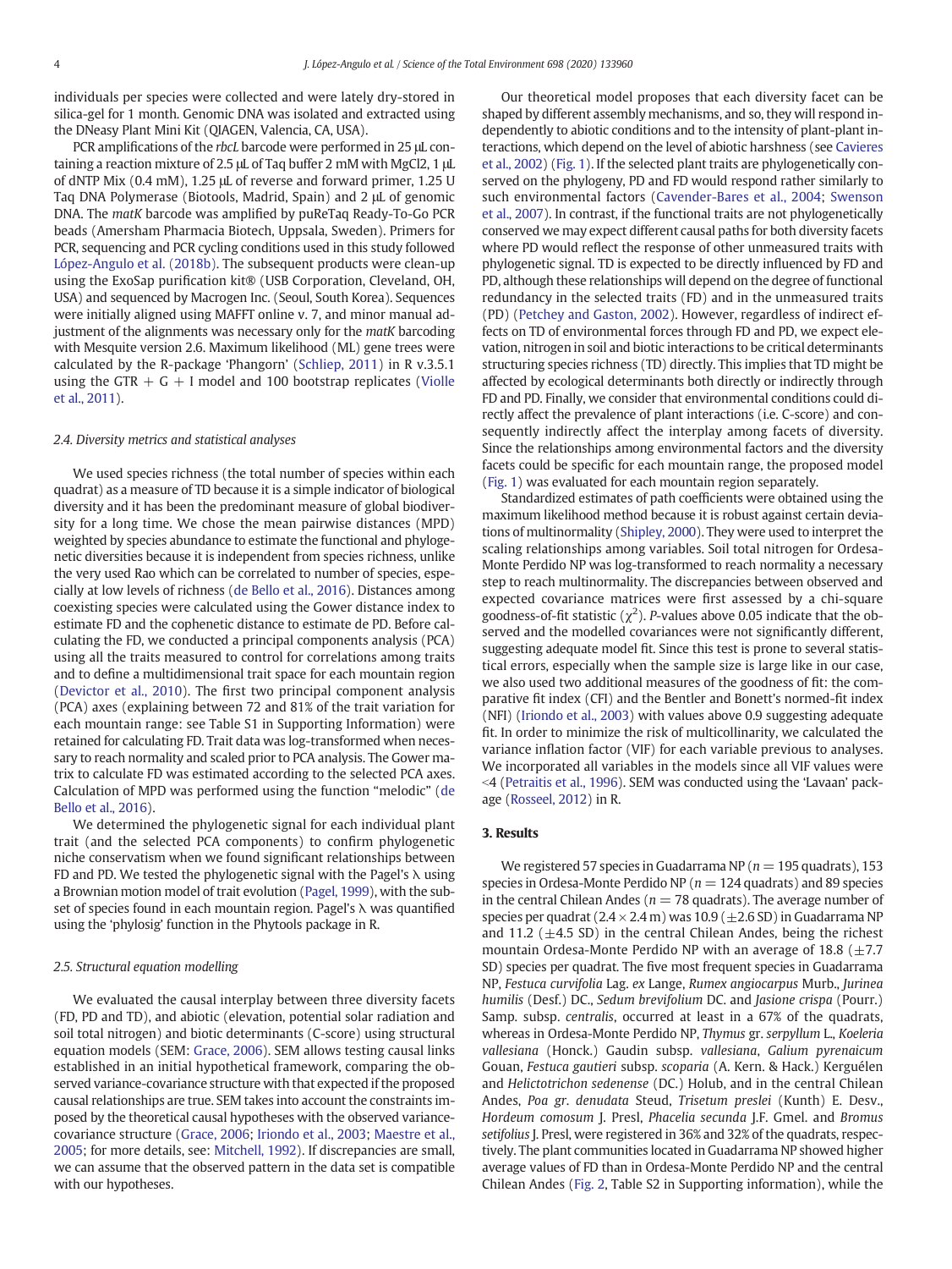individuals per species were collected and were lately dry-stored in silica-gel for 1 month. Genomic DNA was isolated and extracted using the DNeasy Plant Mini Kit (QIAGEN, Valencia, CA, USA).

PCR amplifications of the *rbcL* barcode were performed in 25 μL containing a reaction mixture of 2.5 μL of Taq buffer 2 mM with MgCl2, 1 μL of dNTP Mix (0.4 mM), 1.25 μL of reverse and forward primer, 1.25 U Taq DNA Polymerase (Biotools, Madrid, Spain) and 2 μL of genomic DNA. The *matK* barcode was amplified by puReTaq Ready-To-Go PCR beads (Amersham Pharmacia Biotech, Uppsala, Sweden). Primers for PCR, sequencing and PCR cycling conditions used in this study followed López-Angulo et al. (2018b). The subsequent products were clean-up using the ExoSap purification kit® (USB Corporation, Cleveland, OH, USA) and sequenced by Macrogen Inc. (Seoul, South Korea). Sequences were initially aligned using MAFFT online v. 7, and minor manual adjustment of the alignments was necessary only for the *matK* barcoding with Mesquite version 2.6. Maximum likelihood (ML) gene trees were calculated by the R-package 'Phangorn' (Schliep, 2011) in R v.3.5.1 using the GTR + G + I model and 100 bootstrap replicates (Violle et al., 2011).

### 2.4. Diversity metrics and statistical analyses

We used species richness (the total number of species within each quadrat) as a measure of TD because it is a simple indicator of biological diversity and it has been the predominant measure of global biodiversity for a long time. We chose the mean pairwise distances (MPD) weighted by species abundance to estimate the functional and phylogenetic diversities because it is independent from species richness, unlike the very used Rao which can be correlated to number of species, especially at low levels of richness (de Bello et al., 2016). Distances among coexisting species were calculated using the Gower distance index to estimate FD and the cophenetic distance to estimate de PD. Before calculating the FD, we conducted a principal components analysis (PCA) using all the traits measured to control for correlations among traits and to define a multidimensional trait space for each mountain region (Devictor et al., 2010). The first two principal component analysis (PCA) axes (explaining between 72 and 81% of the trait variation for each mountain range: see Table S1 in Supporting Information) were retained for calculating FD. Trait data was log-transformed when necessary to reach normality and scaled prior to PCA analysis. The Gower matrix to calculate FD was estimated according to the selected PCA axes. Calculation of MPD was performed using the function "melodic" (de Bello et al., 2016).

We determined the phylogenetic signal for each individual plant trait (and the selected PCA components) to confirm phylogenetic niche conservatism when we found significant relationships between FD and PD. We tested the phylogenetic signal with the Pagel's λ using a Brownian motion model of trait evolution (Pagel, 1999), with the subset of species found in each mountain region. Pagel's λ was quantified using the 'phylosig' function in the Phytools package in R.

### 2.5. Structural equation modelling

We evaluated the causal interplay between three diversity facets (FD, PD and TD), and abiotic (elevation, potential solar radiation and soil total nitrogen) and biotic determinants (C-score) using structural equation models (SEM: Grace, 2006). SEM allows testing causal links established in an initial hypothetical framework, comparing the observed variance-covariance structure with that expected if the proposed causal relationships are true. SEM takes into account the constraints imposed by the theoretical causal hypotheses with the observed variance-covariance structure (Grace, 2006; Iriondo et al., 2003; Maestre et al., 2005; for more details, see: Mitchell, 1992). If discrepancies are small, we can assume that the observed pattern in the data set is compatible with our hypotheses.

Our theoretical model proposes that each diversity facet can be shaped by different assembly mechanisms, and so, they will respond independently to abiotic conditions and to the intensity of plant-plant interactions, which depend on the level of abiotic harshness (see Cavieres et al., 2002) (Fig. 1). If the selected plant traits are phylogenetically conserved on the phylogeny, PD and FD would respond rather similarly to such environmental factors (Cavender-Bares et al., 2004; Swenson et al., 2007). In contrast, if the functional traits are not phylogenetically conserved we may expect different causal paths for both diversity facets where PD would reflect the response of other unmeasured traits with phylogenetic signal. TD is expected to be directly influenced by FD and PD, although these relationships will depend on the degree of functional redundancy in the selected traits (FD) and in the unmeasured traits (PD) (Petchey and Gaston, 2002). However, regardless of indirect effects on TD of environmental forces through FD and PD, we expect elevation, nitrogen in soil and biotic interactions to be critical determinants structuring species richness (TD) directly. This implies that TD might be affected by ecological determinants both directly or indirectly through FD and PD. Finally, we consider that environmental conditions could directly affect the prevalence of plant interactions (i.e. C-score) and consequently indirectly affect the interplay among facets of diversity. Since the relationships among environmental factors and the diversity facets could be specific for each mountain range, the proposed model (Fig. 1) was evaluated for each mountain region separately.

Standardized estimates of path coefficients were obtained using the maximum likelihood method because it is robust against certain deviations of multinormality (Shipley, 2000). They were used to interpret the scaling relationships among variables. Soil total nitrogen for Ordesa-Monte Perdido NP was log-transformed to reach normality a necessary step to reach multinormality. The discrepancies between observed and expected covariance matrices were first assessed by a chi-square goodness-of-fit statistic ($\chi^2$). *P*-values above 0.05 indicate that the observed and the modelled covariances were not significantly different, suggesting adequate model fit. Since this test is prone to several statistical errors, especially when the sample size is large like in our case, we also used two additional measures of the goodness of fit: the comparative fit index (CFI) and the Bentler and Bonett's normed-fit index (NFI) (Iriondo et al., 2003) with values above 0.9 suggesting adequate fit. In order to minimize the risk of multicollinearity, we calculated the variance inflation factor (VIF) for each variable previous to analyses. We incorporated all variables in the models since all VIF values were <4 (Petraitis et al., 1996). SEM was conducted using the 'Lavaan' package (Rosseel, 2012) in R.

## 3. Results

We registered 57 species in Guadarrama NP ($n = 195$ quadrats), 153 species in Ordesa-Monte Perdido NP ($n = 124$ quadrats) and 89 species in the central Chilean Andes ($n = 78$ quadrats). The average number of species per quadrat (2.4 × 2.4 m) was 10.9 (±2.6 SD) in Guadarrama NP and 11.2 (±4.5 SD) in the central Chilean Andes, being the richest mountain Ordesa-Monte Perdido NP with an average of 18.8 (±7.7 SD) species per quadrat. The five most frequent species in Guadarrama NP, *Festuca curvifolia* Lag. *ex* Lange, *Rumex angiocarpus* Murb., *Jurinea humilis* (Desf.) DC., *Sedum brevifolium* DC. and *Jasione crispa* (Pourr.) Samp. subsp. *centralis*, occurred at least in a 67% of the quadrats, whereas in Ordesa-Monte Perdido NP, *Thymus* gr. *serpyllum* L., *Koeleria vallesiana* (Honck.) Gaudin subsp. *vallesiana*, *Galium pyrenaicum* Gouan, *Festuca gautieri* subsp. *scoparia* (A. Kern. & Hack.) Kerguélen and *Helictotrichon sedenense* (DC.) Holub, and in the central Chilean Andes, *Poa gr. denudata* Steud, *Trisetum preslei* (Kunth) E. Desv., *Hordeum comosum* J. Presl, *Phacelia secunda* J.F. Gmel. and *Bromus setifolius* J. Presl, were registered in 36% and 32% of the quadrats, respectively. The plant communities located in Guadarrama NP showed higher average values of FD than in Ordesa-Monte Perdido NP and the central Chilean Andes (Fig. 2, Table S2 in Supporting information), while the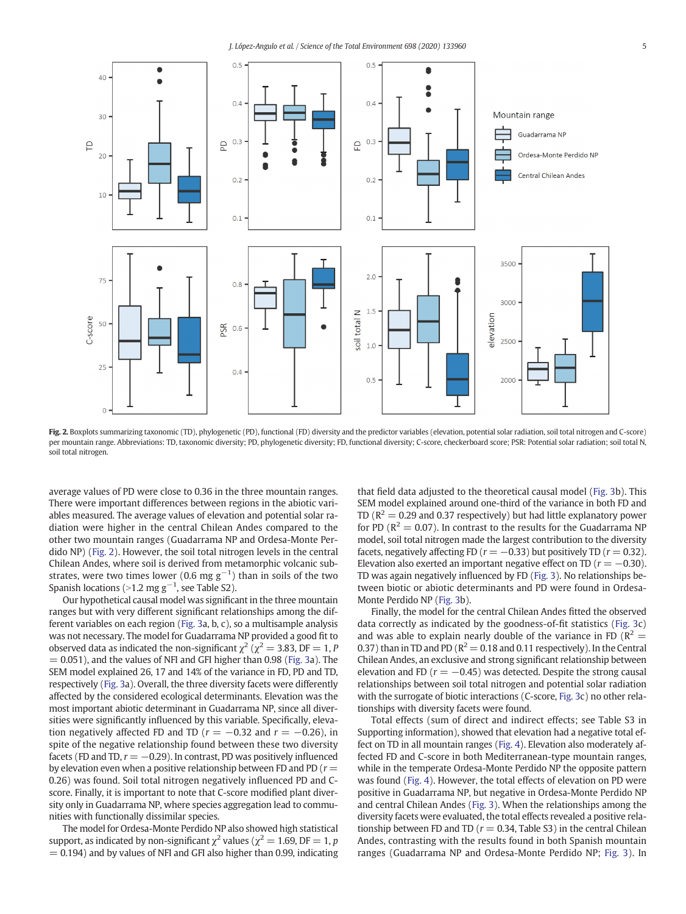**Fig. 2.** Boxplots summarizing taxonomic (TD), phylogenetic (PD), functional (FD) diversity and the predictor variables (elevation, potential solar radiation, soil total nitrogen and C-score) per mountain range. Abbreviations: TD, taxonomic diversity; PD, phylogenetic diversity; FD, functional diversity; C-score, checkerboard score; PSR: Potential solar radiation; soil total N, soil total nitrogen.

average values of PD were close to 0.36 in the three mountain ranges. There were important differences between regions in the abiotic variables measured. The average values of elevation and potential solar radiation were higher in the central Chilean Andes compared to the other two mountain ranges (Guadarrama NP and Ordesa-Monte Perdido NP) (Fig. 2). However, the soil total nitrogen levels in the central Chilean Andes, where soil is derived from metamorphic volcanic substrates, were two times lower (0.6 mg $g^{-1}$) than in soils of the two Spanish locations (>1.2 mg $g^{-1}$, see Table S2).

Our hypothetical causal model was significant in the three mountain ranges but with very different significant relationships among the different variables on each region (Fig. 3a, b, c), so a multisample analysis was not necessary. The model for Guadarrama NP provided a good fit to observed data as indicated the non-significant $\chi^2$ ($\chi^2 = 3.83$, DF = 1, $P = 0.051$), and the values of NFI and GFI higher than 0.98 (Fig. 3a). The SEM model explained 26, 17 and 14% of the variance in FD, PD and TD, respectively (Fig. 3a). Overall, the three diversity facets were differently affected by the considered ecological determinants. Elevation was the most important abiotic determinant in Guadarrama NP, since all diversities were significantly influenced by this variable. Specifically, elevation negatively affected FD and TD ($r = -0.32$ and $r = -0.26$), in spite of the negative relationship found between these two diversity facets (FD and TD, $r = -0.29$). In contrast, PD was positively influenced by elevation even when a positive relationship between FD and PD ($r = 0.26$) was found. Soil total nitrogen negatively influenced PD and C-score. Finally, it is important to note that C-score modified plant diversity only in Guadarrama NP, where species aggregation lead to communities with functionally dissimilar species.

The model for Ordesa-Monte Perdido NP also showed high statistical support, as indicated by non-significant $\chi^2$ values ($\chi^2 = 1.69$, DF = 1, $p = 0.194$) and by values of NFI and GFI also higher than 0.99, indicating that field data adjusted to the theoretical causal model (Fig. 3b). This SEM model explained around one-third of the variance in both FD and TD ($R^2 = 0.29$ and 0.37 respectively) but had little explanatory power for PD ($R^2 = 0.07$). In contrast to the results for the Guadarrama NP model, soil total nitrogen made the largest contribution to the diversity facets, negatively affecting FD ($r = -0.33$) but positively TD ($r = 0.32$). Elevation also exerted an important negative effect on TD ($r = -0.30$). TD was again negatively influenced by FD (Fig. 3). No relationships between biotic or abiotic determinants and PD were found in Ordesa-Monte Perdido NP (Fig. 3b).

Finally, the model for the central Chilean Andes fitted the observed data correctly as indicated by the goodness-of-fit statistics (Fig. 3c) and was able to explain nearly double of the variance in FD ($R^2 = 0.37$) than in TD and PD ($R^2 = 0.18$ and 0.11 respectively). In the Central Chilean Andes, an exclusive and strong significant relationship between elevation and FD ($r = -0.45$) was detected. Despite the strong causal relationships between soil total nitrogen and potential solar radiation with the surrogate of biotic interactions (C-score, Fig. 3c) no other relationships with diversity facets were found.

Total effects (sum of direct and indirect effects; see Table S3 in Supporting information), showed that elevation had a negative total effect on TD in all mountain ranges (Fig. 4). Elevation also moderately affected FD and C-score in both Mediterranean-type mountain ranges, while in the temperate Ordesa-Monte Perdido NP the opposite pattern was found (Fig. 4). However, the total effects of elevation on PD were positive in Guadarrama NP, but negative in Ordesa-Monte Perdido NP and central Chilean Andes (Fig. 3). When the relationships among the diversity facets were evaluated, the total effects revealed a positive relationship between FD and TD ($r = 0.34$, Table S3) in the central Chilean Andes, contrasting with the results found in both Spanish mountain ranges (Guadarrama NP and Ordesa-Monte Perdido NP; Fig. 3). In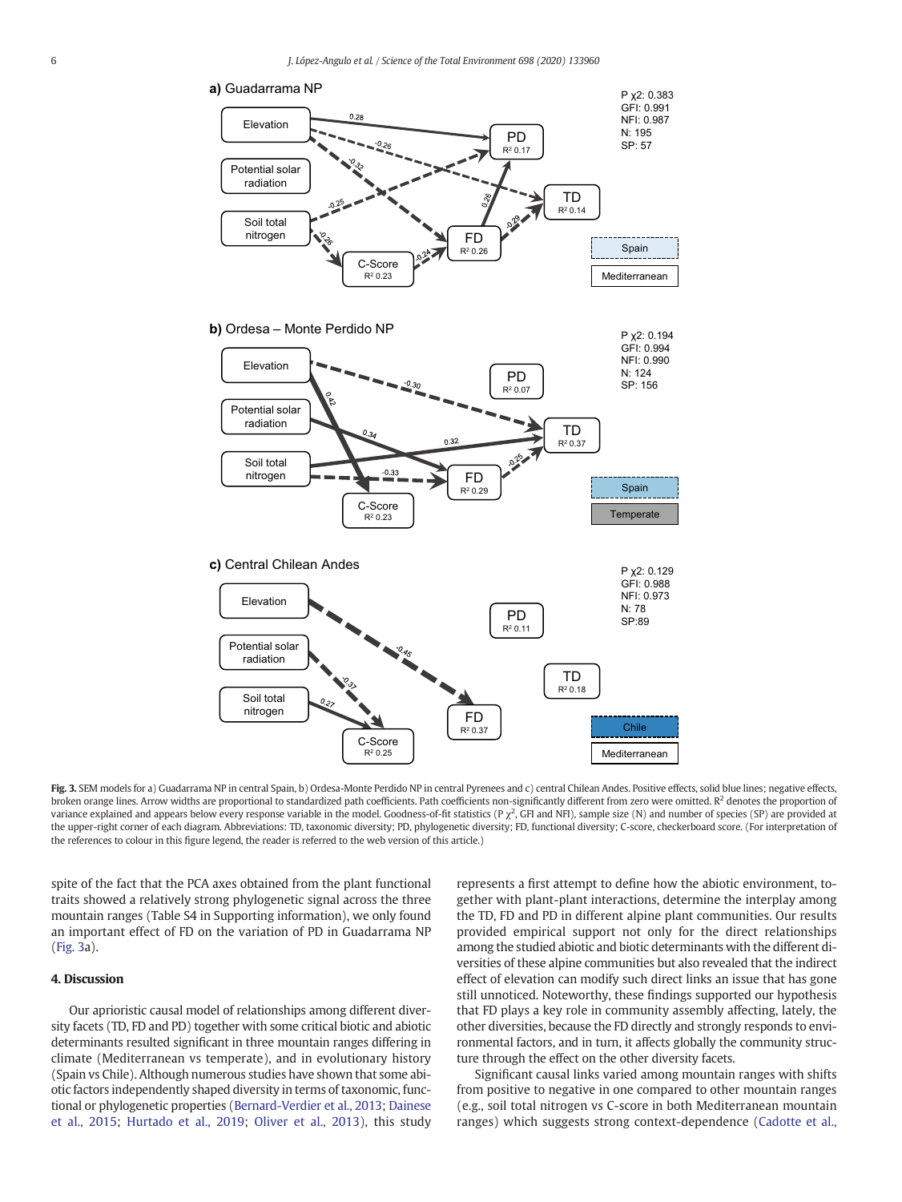**Fig. 3.** SEM models for a) Guadarrama NP in central Spain, b) Ordesa-Monte Perdido NP in central Pyrenees and c) central Chilean Andes. Positive effects, solid blue lines; negative effects, broken orange lines. Arrow widths are proportional to standardized path coefficients. Path coefficients non-significantly different from zero were omitted. $R^2$ denotes the proportion of variance explained and appears below every response variable in the model. Goodness-of-fit statistics (P $\chi^2$, GFI and NFI), sample size (N) and number of species (SP) are provided at the upper-right corner of each diagram. Abbreviations: TD, taxonomic diversity; PD, phylogenetic diversity; FD, functional diversity; C-score, checkerboard score. (For interpretation of the references to colour in this figure legend, the reader is referred to the web version of this article.)

spite of the fact that the PCA axes obtained from the plant functional traits showed a relatively strong phylogenetic signal across the three mountain ranges (Table S4 in Supporting information), we only found an important effect of FD on the variation of PD in Guadarrama NP (Fig. 3a).

## 4. Discussion

Our aprioristic causal model of relationships among different diversity facets (TD, FD and PD) together with some critical biotic and abiotic determinants resulted significant in three mountain ranges differing in climate (Mediterranean vs temperate), and in evolutionary history (Spain vs Chile). Although numerous studies have shown that some abiotic factors independently shaped diversity in terms of taxonomic, functional or phylogenetic properties (Bernard-Verdier et al., 2013; Dainese et al., 2015; Hurtado et al., 2019; Oliver et al., 2013), this study represents a first attempt to define how the abiotic environment, together with plant-plant interactions, determine the interplay among the TD, FD and PD in different alpine plant communities. Our results provided empirical support not only for the direct relationships among the studied abiotic and biotic determinants with the different diversities of these alpine communities but also revealed that the indirect effect of elevation can modify such direct links an issue that has gone still unnoticed. Noteworthy, these findings supported our hypothesis that FD plays a key role in community assembly affecting, lately, the other diversities, because the FD directly and strongly responds to environmental factors, and in turn, it affects globally the community structure through the effect on the other diversity facets.

Significant causal links varied among mountain ranges with shifts from positive to negative in one compared to other mountain ranges (e.g., soil total nitrogen vs C-score in both Mediterranean mountain ranges) which suggests strong context-dependence (Cadotte et al.,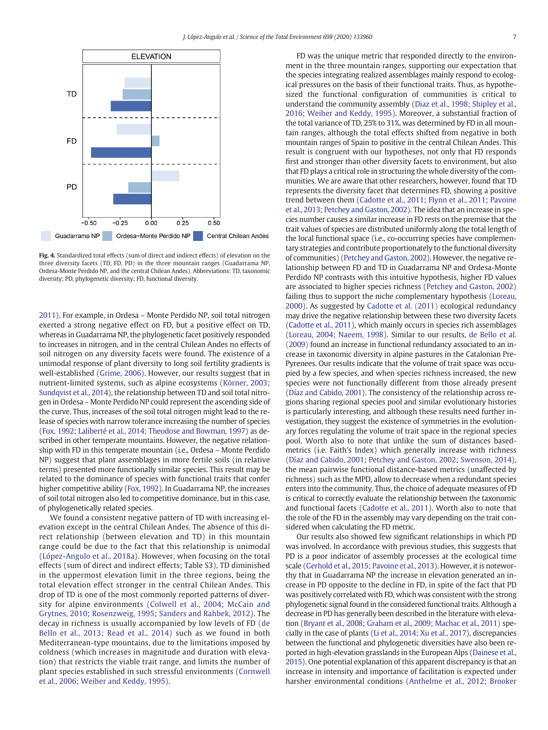Fig. 4. Standardized total effects (sum of direct and indirect effects) of elevation on the three diversity facets (TD, FD, PD) in the three mountain ranges (Guadarrama NP, Ordesa-Monte Perdido NP, and the central Chilean Andes). Abbreviations: TD, taxonomic diversity; PD, phylogenetic diversity; FD, functional diversity.

2011). For example, in Ordesa – Monte Perdido NP, soil total nitrogen exerted a strong negative effect on FD, but a positive effect on TD, whereas in Guadarrama NP, the phylogenetic facet positively responded to increases in nitrogen, and in the central Chilean Andes no effects of soil nitrogen on any diversity facets were found. The existence of a unimodal response of plant diversity to long soil fertility gradients is well-established (Grime, 2006). However, our results suggest that in nutrient-limited systems, such as alpine ecosystems (Körner, 2003; Sundqvist et al., 2014), the relationship between TD and soil total nitrogen in Ordesa – Monte Perdido NP could represent the ascending side of the curve. Thus, increases of the soil total nitrogen might lead to the release of species with narrow tolerance increasing the number of species (Fox, 1992; Laliberté et al., 2014; Theodose and Bowman, 1997) as described in other temperate mountains. However, the negative relationship with FD in this temperate mountain (i.e., Ordesa – Monte Perdido NP) suggest that plant assemblages in more fertile soils (in relative terms) presented more functionally similar species. This result may be related to the dominance of species with functional traits that confer higher competitive ability (Fox, 1992). In Guadarrama NP, the increases of soil total nitrogen also led to competitive dominance, but in this case, of phylogenetically related species.

We found a consistent negative pattern of TD with increasing elevation except in the central Chilean Andes. The absence of this direct relationship (between elevation and TD) in this mountain range could be due to the fact that this relationship is unimodal (López-Angulo et al., 2018a). However, when focusing on the total effects (sum of direct and indirect effects; Table S3), TD diminished in the uppermost elevation limit in the three regions, being the total elevation effect stronger in the central Chilean Andes. This drop of TD is one of the most commonly reported patterns of diversity for alpine environments (Colwell et al., 2004; McCain and Grytnes, 2010; Rosenzweig, 1995; Sanders and Rahbek, 2012). The decay in richness is usually accompanied by low levels of FD (de Bello et al., 2013; Read et al., 2014) such as we found in both Mediterranean-type mountains, due to the limitations imposed by coldness (which increases in magnitude and duration with elevation) that restricts the viable trait range, and limits the number of plant species established in such stressful environments (Cornwell et al., 2006; Weiher and Keddy, 1995).

FD was the unique metric that responded directly to the environment in the three mountain ranges, supporting our expectation that the species integrating realized assemblages mainly respond to ecological pressures on the basis of their functional traits. Thus, as hypothesized the functional configuration of communities is critical to understand the community assembly (Diaz et al., 1998; Shipley et al., 2016; Weiher and Keddy, 1995). Moreover, a substantial fraction of the total variance of TD, 25% to 31%, was determined by FD in all mountain ranges, although the total effects shifted from negative in both mountain ranges of Spain to positive in the central Chilean Andes. This result is congruent with our hypotheses, not only that FD responds first and stronger than other diversity facets to environment, but also that FD plays a critical role in structuring the whole diversity of the communities. We are aware that other researchers, however, found that TD represents the diversity facet that determines FD, showing a positive trend between them (Cadotte et al., 2011; Flynn et al., 2011; Pavoine et al., 2013; Petchey and Gaston, 2002). The idea that an increase in species number causes a similar increase in FD rests on the premise that the trait values of species are distributed uniformly along the total length of the local functional space (i.e., co-occurring species have complementary strategies and contribute proportionately to the functional diversity of communities) (Petchey and Gaston, 2002). However, the negative relationship between FD and TD in Guadarrama NP and Ordesa-Monte Perdido NP contrasts with this intuitive hypothesis, higher FD values are associated to higher species richness (Petchey and Gaston, 2002) failing thus to support the niche complementary hypothesis (Loreau, 2000). As suggested by Cadotte et al. (2011) ecological redundancy may drive the negative relationship between these two diversity facets (Cadotte et al., 2011), which mainly occurs in species rich assemblages (Loreau, 2004; Naeem, 1998). Similar to our results, de Bello et al. (2009) found an increase in functional redundancy associated to an increase in taxonomic diversity in alpine pastures in the Catalonian Pre-Pyrenees. Our results indicate that the volume of trait space was occupied by a few species, and when species richness increased, the new species were not functionally different from those already present (Díaz and Cabido, 2001). The consistency of the relationship across regions sharing regional species pool and similar evolutionary histories is particularly interesting, and although these results need further investigation, they suggest the existence of symmetries in the evolutionary forces regulating the volume of trait space in the regional species pool. Worth also to note that unlike the sum of distances based-metrics (i.e. Faith's Index) which generally increase with richness (Díaz and Cabido, 2001; Petchey and Gaston, 2002; Swenson, 2014), the mean pairwise functional distance-based metrics (unaffected by richness) such as the MPD, allow to decrease when a redundant species enters into the community. Thus, the choice of adequate measures of FD is critical to correctly evaluate the relationship between the taxonomic and functional facets (Cadotte et al., 2011). Worth also to note that the role of the FD in the assembly may vary depending on the trait considered when calculating the FD metric.

Our results also showed few significant relationships in which PD was involved. In accordance with previous studies, this suggests that PD is a poor indicator of assembly processes at the ecological time scale (Gerhold et al., 2015; Pavoine et al., 2013). However, it is noteworthy that in Guadarrama NP the increase in elevation generated an increase in PD opposite to the decline in FD, in spite of the fact that PD was positively correlated with FD, which was consistent with the strong phylogenetic signal found in the considered functional traits. Although a decrease in PD has generally been described in the literature with elevation (Bryant et al., 2008; Graham et al., 2009; Machac et al., 2011) specially in the case of plants (Li et al., 2014; Xu et al., 2017), discrepancies between the functional and phylogenetic diversities have also been reported in high-elevation grasslands in the European Alps (Dainese et al., 2015). One potential explanation of this apparent discrepancy is that an increase in intensity and importance of facilitation is expected under harsher environmental conditions (Anthelme et al., 2012; Brooker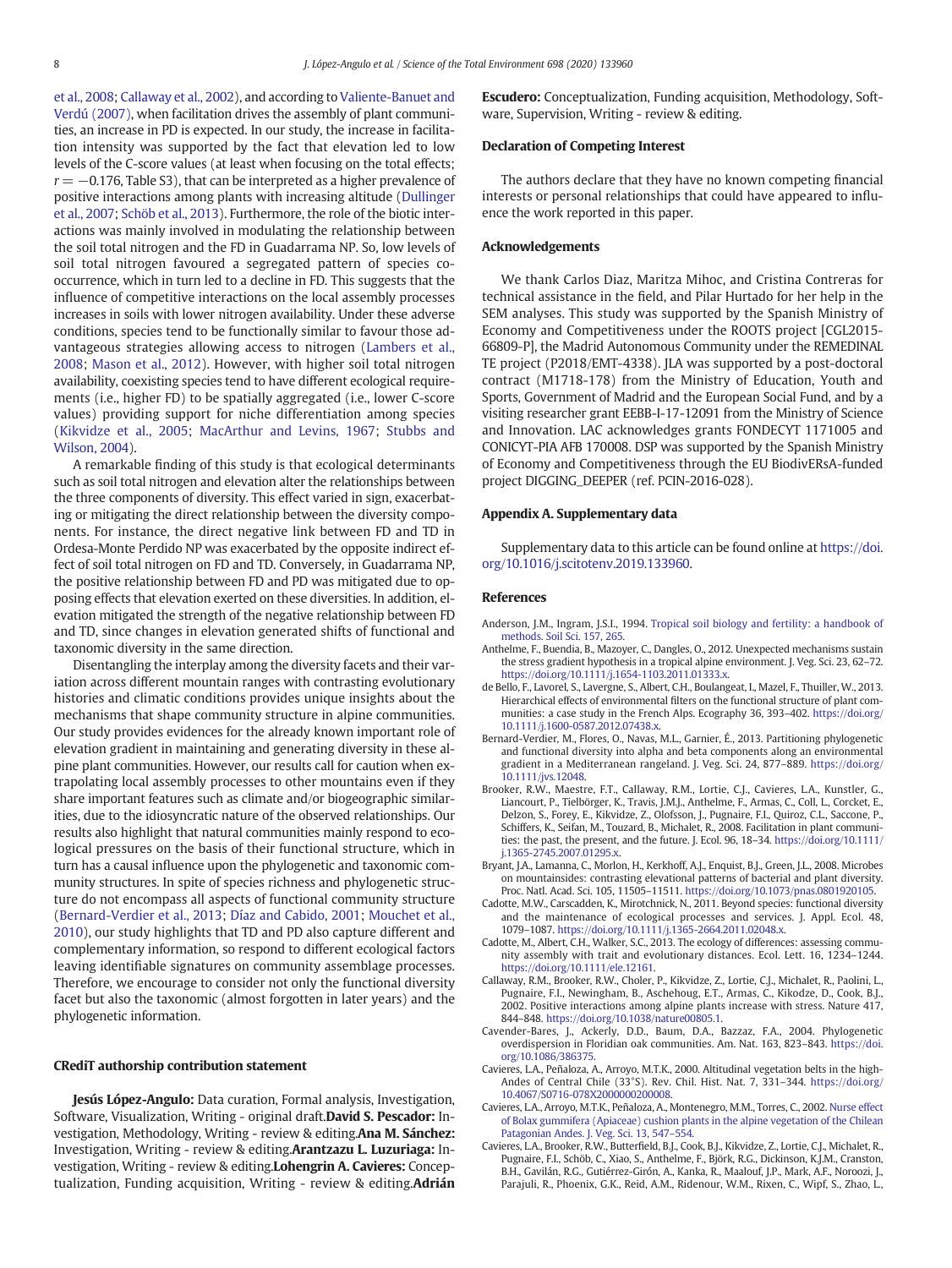et al., 2008; Callaway et al., 2002), and according to Valiente-Banuet and Verdú (2007), when facilitation drives the assembly of plant communities, an increase in PD is expected. In our study, the increase in facilitation intensity was supported by the fact that elevation led to low levels of the C-score values (at least when focusing on the total effects; $r = -0.176$, Table S3), that can be interpreted as a higher prevalence of positive interactions among plants with increasing altitude (Dullinger et al., 2007; Schöb et al., 2013). Furthermore, the role of the biotic interactions was mainly involved in modulating the relationship between the soil total nitrogen and the FD in Guadarrama NP. So, low levels of soil total nitrogen favoured a segregated pattern of species co-occurrence, which in turn led to a decline in FD. This suggests that the influence of competitive interactions on the local assembly processes increases in soils with lower nitrogen availability. Under these adverse conditions, species tend to be functionally similar to favour those advantageous strategies allowing access to nitrogen (Lambers et al., 2008; Mason et al., 2012). However, with higher soil total nitrogen availability, coexisting species tend to have different ecological requirements (i.e., higher FD) to be spatially aggregated (i.e., lower C-score values) providing support for niche differentiation among species (Kikvidze et al., 2005; MacArthur and Levins, 1967; Stubbs and Wilson, 2004).

A remarkable finding of this study is that ecological determinants such as soil total nitrogen and elevation alter the relationships between the three components of diversity. This effect varied in sign, exacerbating or mitigating the direct relationship between the diversity components. For instance, the direct negative link between FD and TD in Ordesa-Monte Perdido NP was exacerbated by the opposite indirect effect of soil total nitrogen on FD and TD. Conversely, in Guadarrama NP, the positive relationship between FD and PD was mitigated due to opposing effects that elevation exerted on these diversities. In addition, elevation mitigated the strength of the negative relationship between FD and TD, since changes in elevation generated shifts of functional and taxonomic diversity in the same direction.

Disentangling the interplay among the diversity facets and their variation across different mountain ranges with contrasting evolutionary histories and climatic conditions provides unique insights about the mechanisms that shape community structure in alpine communities. Our study provides evidences for the already known important role of elevation gradient in maintaining and generating diversity in these alpine plant communities. However, our results call for caution when extrapolating local assembly processes to other mountains even if they share important features such as climate and/or biogeographic similarities, due to the idiosyncratic nature of the observed relationships. Our results also highlight that natural communities mainly respond to ecological pressures on the basis of their functional structure, which in turn has a causal influence upon the phylogenetic and taxonomic community structures. In spite of species richness and phylogenetic structure do not encompass all aspects of functional community structure (Bernard-Verdier et al., 2013; Díaz and Cabido, 2001; Mouchet et al., 2010), our study highlights that TD and PD also capture different and complementary information, so respond to different ecological factors leaving identifiable signatures on community assemblage processes. Therefore, we encourage to consider not only the functional diversity facet but also the taxonomic (almost forgotten in later years) and the phylogenetic information.

## CRediT authorship contribution statement

**Jesús López-Angulo:** Data curation, Formal analysis, Investigation, Software, Visualization, Writing - original draft. **David S. Pescador:** Investigation, Methodology, Writing - review & editing. **Ana M. Sánchez:** Investigation, Writing - review & editing. **Arantzazu L. Luzuriaga:** Investigation, Writing - review & editing. **Lohengrin A. Cavieres:** Conceptualization, Funding acquisition, Writing - review & editing. **Adrián Escudero:** Conceptualization, Funding acquisition, Methodology, Software, Supervision, Writing - review & editing.

## Declaration of Competing Interest

The authors declare that they have no known competing financial interests or personal relationships that could have appeared to influence the work reported in this paper.

## Acknowledgements

We thank Carlos Diaz, Maritza Mihoc, and Cristina Contreras for technical assistance in the field, and Pilar Hurtado for her help in the SEM analyses. This study was supported by the Spanish Ministry of Economy and Competitiveness under the ROOTS project [CGL2015-66809-P], the Madrid Autonomous Community under the REMEDINAL TE project (P2018/EMT-4338). JLA was supported by a post-doctoral contract (M1718-178) from the Ministry of Education, Youth and Sports, Government of Madrid and the European Social Fund, and by a visiting researcher grant EEBB-I-17-12091 from the Ministry of Science and Innovation. LAC acknowledges grants FONDECYT 1171005 and CONICYT-PIA AFB 170008. DSP was supported by the Spanish Ministry of Economy and Competitiveness through the EU BiodivERsA-funded project DIGGING_DEEPER (ref. PCIN-2016-028).

## Appendix A. Supplementary data

Supplementary data to this article can be found online at https://doi.org/10.1016/j.scitotenv.2019.133960.

## References

- Anderson, J.M., Ingram, J.S.I., 1994. Tropical soil biology and fertility: a handbook of methods. Soil Sci. 157, 265.
- Anthelme, F., Buendia, B., Mazoyer, C., Dangles, O., 2012. Unexpected mechanisms sustain the stress gradient hypothesis in a tropical alpine environment. J. Veg. Sci. 23, 62–72. https://doi.org/10.1111/j.1654-1103.2011.01333.x.
- de Bello, F., Lavorel, S., Lavergne, S., Albert, C.H., Boulangeat, I., Mazel, F., Thuiller, W., 2013. Hierarchical effects of environmental filters on the functional structure of plant communities: a case study in the French Alps. Ecography 36, 393–402. https://doi.org/10.1111/j.1600-0587.2012.07438.x.
- Bernard-Verdier, M., Flores, O., Navas, M.L., Garnier, É., 2013. Partitioning phylogenetic and functional diversity into alpha and beta components along an environmental gradient in a Mediterranean rangeland. J. Veg. Sci. 24, 877–889. https://doi.org/10.1111/jvs.12048.
- Brooker, R.W., Maestre, F.T., Callaway, R.M., Lortie, C.J., Cavieres, L.A., Kunstler, G., Liancourt, P., Tielbörger, K., Travis, J.M.J., Anthelme, F., Armas, C., Coll, L., Corcket, E., Delzon, S., Forey, E., Kikvidze, Z., Olofsson, J., Pugnaire, F.I., Quiroz, C.L., Saccone, P., Schiffers, K., Seifan, M., Touzard, B., Michalet, R., 2008. Facilitation in plant communities: the past, the present, and the future. J. Ecol. 96, 18–34. https://doi.org/10.1111/j.1365-2745.2007.01295.x.
- Bryant, J.A., Lamanna, C., Morlon, H., Kerkhoff, A.J., Enquist, B.J., Green, J.L., 2008. Microbes on mountainsides: contrasting elevational patterns of bacterial and plant diversity. Proc. Natl. Acad. Sci. 105, 11505–11511. https://doi.org/10.1073/pnas.0801920105.
- Cadotte, M.W., Carscadden, K., Mirotchnick, N., 2011. Beyond species: functional diversity and the maintenance of ecological processes and services. J. Appl. Ecol. 48, 1079–1087. https://doi.org/10.1111/j.1365-2664.2011.02048.x.
- Cadotte, M., Albert, C.H., Walker, S.C., 2013. The ecology of differences: assessing community assembly with trait and evolutionary distances. Ecol. Lett. 16, 1234–1244. https://doi.org/10.1111/ele.12161.
- Callaway, R.M., Brooker, R.W., Choler, P., Kikvidze, Z., Lortie, C.J., Michalet, R., Paolini, L., Pugnaire, F.I., Newingham, B., Aschehoug, E.T., Armas, C., Kikodze, D., Cook, B.J., 2002. Positive interactions among alpine plants increase with stress. Nature 417, 844–848. https://doi.org/10.1038/nature00805.1.
- Cavender-Bares, J., Ackerly, D.D., Baum, D.A., Bazzaz, F.A., 2004. Phylogenetic overdispersion in Floridian oak communities. Am. Nat. 163, 823–843. https://doi.org/10.1086/386375.
- Cavieres, L.A., Peñaloza, A., Arroyo, M.T.K., 2000. Altitudinal vegetation belts in the high-Andes of Central Chile (33°S). Rev. Chil. Hist. Nat. 7, 331–344. https://doi.org/10.4067/S0716-078X2000000200008.
- Cavieres, L.A., Arroyo, M.T.K., Peñaloza, A., Montenegro, M.M., Torres, C., 2002. Nurse effect of Bolax gummifera (Apiaceae) cushion plants in the alpine vegetation of the Chilean Patagonian Andes. J. Veg. Sci. 13, 547–554.
- Cavieres, L.A., Brooker, R.W., Butterfield, B.J., Cook, B.J., Kikvidze, Z., Lortie, C.J., Michalet, R., Pugnaire, F.I., Schöb, C., Xiao, S., Anthelme, F., Björk, R.G., Dickinson, K.J.M., Cranston, B.H., Gavilán, R.G., Gutiérrez-Girón, A., Kanka, R., Maalouf, J.P., Mark, A.F., Noroozi, J., Parajuli, R., Phoenix, G.K., Reid, A.M., Ridenour, W.M., Rixen, C., Wipf, S., Zhao, L.,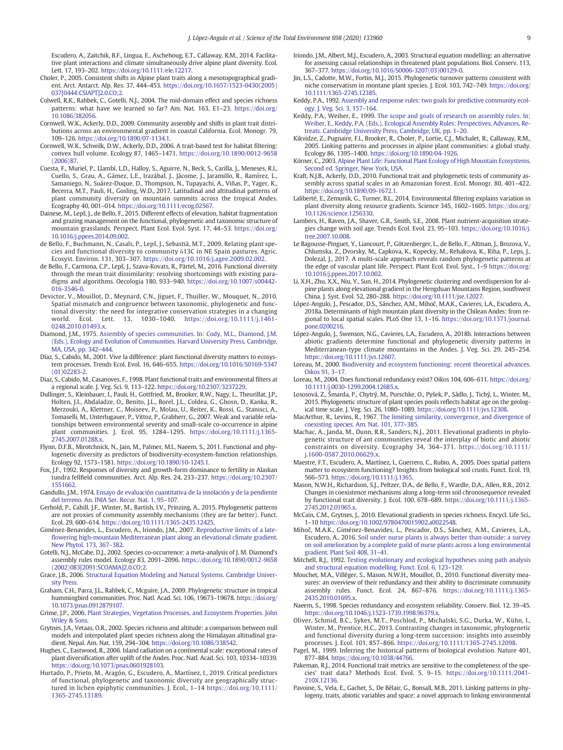Escudero, A., Zaitchik, B.F., Lingua, E., Aschehoug, E.T., Callaway, R.M., 2014. Facilitative plant interactions and climate simultaneously drive alpine plant diversity. Ecol. Lett. 17, 193–202. https://doi.org/10.1111/ele.12217.

Choler, P., 2005. Consistent shifts in Alpine plant traits along a mesotopographical gradient. Arct. Antarct. Alp. Res. 37, 444–453. https://doi.org/10.1657/1523-0430(2005)037[0444:CSIAPT]2.0.CO;2.

Colwell, R.K., Rahbek, C., Gotelli, N.J., 2004. The mid-domain effect and species richness patterns: what have we learned so far? Am. Nat. 163, E1–23. https://doi.org/10.1086/382056.

Cornwell, W.K., Ackerly, D.D., 2009. Community assembly and shifts in plant trait distributions across an environmental gradient in coastal California. Ecol. Monogr. 79, 109–126. https://doi.org/10.1890/07-1134.1.

Cornwell, W.K., Schwilk, D.W., Ackerly, D.D., 2006. A trait-based test for habitat filtering: convex hull volume. Ecology 87, 1465–1471. https://doi.org/10.1890/0012-9658(2006)87.

Cuesta, F., Muriel, P., Llambí, L.D., Halloy, S., Aguirre, N., Beck, S., Carilla, J., Meneses, R.I., Cuello, S., Grau, A., Gámez, L.E., Irazábal, J., Jácome, J., Jaramillo, R., Ramírez, L., Samaniego, N., Suárez-Duque, D., Thompson, N., Tupayachi, A., Viñas, P., Yager, K., Becerra, M.T., Pauli, H., Gosling, W.D., 2017. Latitudinal and altitudinal patterns of plant community diversity on mountain summits across the tropical Andes. Ecography 40, 001–014. https://doi.org/10.1111/ecog.02567.

Dainese, M., Lepš, J., de Bello, F., 2015. Different effects of elevation, habitat fragmentation and grazing management on the functional, phylogenetic and taxonomic structure of mountain grasslands. Perspect. Plant Ecol. Evol. Syst. 17, 44–53. https://doi.org/10.1016/j.ppees.2014.09.002.

de Bello, F., Buchmann, N., Casals, P., Lepš, J., Sebastià, M.T., 2009. Relating plant species and functional diversity to community δ13C in NE Spain pastures. Agric. Ecosyst. Environ. 131, 303–307. https://doi.org/10.1016/j.agee.2009.02.002.

de Bello, F., Carmona, C.P., Lepš, J., Szava-Kovats, R., Pärtel, M., 2016. Functional diversity through the mean trait dissimilarity: resolving shortcomings with existing paradigms and algorithms. Oecologia 180, 933–940. https://doi.org/10.1007/s00442-016-3546-0.

Devictor, V., Mouillot, D., Meynard, C.N., Jiguet, F., Thuiller, W., Mouquet, N., 2010. Spatial mismatch and congruence between taxonomic, phylogenetic and functional diversity: the need for integrative conservation strategies in a changing world. Ecol. Lett. 13, 1030–1040. https://doi.org/10.1111/j.1461-0248.2010.01493.x.

Diamond, J.M., 1975. Assembly of species communities. In: Cody, M.L., Diamond, J.M. (Eds.), Ecology and Evolution of Communities. Harvard University Press, Cambridge, MA, USA, pp. 342–444.

Díaz, S., Cabido, M., 2001. Vive la différence: plant functional diversity matters to ecosystem processes. Trends Ecol. Evol. 16, 646–655. https://doi.org/10.1016/S0169-5347(01)02283-2.

Diaz, S., Cabido, M., Casanoves, F., 1998. Plant functional traits and environmental filters at a regional scale. J. Veg. Sci. 9, 113–122. https://doi.org/10.2307/3237229.

Dullinger, S., Kleinbauer, I., Pauli, H., Gottfried, M., Brooker, R.W., Nagy, L., Theurillat, J.P., Holten, J.I., Abdaladze, O., Benito, J.L., Borel, J.L., Coldea, G., Ghosn, D., Kanka, R., Merzouki, A., Klettner, C., Moiseev, P., Molau, U., Reiter, K., Rossi, G., Stanisci, A., Tomaselli, M., Unterlugauer, P., Vittoz, P., Grabherr, G., 2007. Weak and variable relationships between environmental severity and small-scale co-occurrence in alpine plant communities. J. Ecol. 95, 1284–1295. https://doi.org/10.1111/j.1365-2745.2007.01288.x.

Flynn, D.F.B., Mirotchnick, N., Jain, M., Palmer, M.I., Naeem, S., 2011. Functional and phylogenetic diversity as predictors of biodiversity-ecosystem-function relationships. Ecology 92, 1573–1581. https://doi.org/10.1890/10-1245.1.

Fox, J.F., 1992. Responses of diversity and growth-form dominance to fertility in Alaskan tundra fellfield communities. Arct. Alp. Res. 24, 233–237. https://doi.org/10.2307/1551662.

Gandullo, J.M., 1974. Ensayo de evaluación cuantitativa de la insolación y de la pendiente del terreno. An. INIA Ser. Recur. Nat. 1, 95–107.

Gerhold, P., Cahill, J.F., Winter, M., Bartish, I.V., Prinzing, A., 2015. Phylogenetic patterns are not proxies of community assembly mechanisms (they are far better). Funct. Ecol. 29, 600–614. https://doi.org/10.1111/1365-2435.12425.

Giménez-Benavides, L., Escudero, A., Iriondo, J.M., 2007. Reproductive limits of a late-flowering high-mountain Mediterranean plant along an elevational climate gradient. New Phytol. 173, 367–382.

Gotelli, N.J., McCabe, D.J., 2002. Species co-occurrence: a meta-analysis of J. M. Diamond's assembly rules model. Ecology 83, 2091–2096. https://doi.org/10.1890/0012-9658(2002)083[2091:SCOAMA]2.0.CO;2.

Grace, J.B., 2006. Structural Equation Modeling and Natural Systems. Cambridge University Press.

Graham, C.H., Parra, J.L., Rahbek, C., Mcguire, J.A., 2009. Phylogenetic structure in tropical hummingbird communities. Proc. Natl. Acad. Sci. 106, 19673–19678. https://doi.org/10.1073/pnas.0912879107.

Grime, J.P., 2006. Plant Strategies, Vegetation Processes, and Ecosystem Properties. John Wiley & Sons.

Grytnes, J.A., Vetaas, O.R., 2002. Species richness and altitude: a comparison between null models and interpolated plant species richness along the Himalayan altitudinal gradient, Nepal. Am. Nat. 159, 294–304. https://doi.org/10.1086/338542.

Hughes, C., Eastwood, R., 2006. Island radiation on a continental scale: exceptional rates of plant diversification after uplift of the Andes. Proc. Natl. Acad. Sci. 103, 10334–10339. https://doi.org/10.1073/pnas.0601928103.

Hurtado, P., Prieto, M., Aragón, G., Escudero, A., Martínez, I., 2019. Critical predictors of functional, phylogenetic and taxonomic diversity are geographically structured in lichen epiphytic communities. J. Ecol., 1–14 https://doi.org/10.1111/1365-2745.13189.

Iriondo, J.M., Albert, M.J., Escudero, A., 2003. Structural equation modelling: an alternative for assessing causal relationships in threatened plant populations. Biol. Conserv. 113, 367–377. https://doi.org/10.1016/S0006-3207(03)00129-0.

Jin, L.S., Cadotte, M.W., Fortin, M.J., 2015. Phylogenetic turnover patterns consistent with niche conservatism in montane plant species. J. Ecol. 103, 742–749. https://doi.org/10.1111/1365-2745.12385.

Keddy, P.A., 1992. Assembly and response rules: two goals for predictive community ecology. J. Veg. Sci. 3, 157–164.

Keddy, P.A., Weiher, E., 1999. The scope and goals of research on assembly rules. In: Weiher, E., Keddy, P.A. (Eds.), Ecological Assembly Rules: Perspectives, Advances, Retreats. Cambridge University Press, Cambridge, UK, pp. 1–20.

Kikvidze, Z., Pugnaire, F.I., Brooker, R., Choler, P., Lortie, C.J., Michalet, R., Callaway, R.M., 2005. Linking patterns and processes in alpine plant communities: a global study. Ecology 86, 1395–1400. https://doi.org/10.1890/04-1926.

Körner, C., 2003. Alpine Plant Life: Functional Plant Ecology of High Mountain Ecosystems. Second ed. Springer, New York, USA.

Kraft, N.J.B., Ackerly, D.D., 2010. Functional trait and phylogenetic tests of community assembly across spatial scales in an Amazonian forest. Ecol. Monogr. 80, 401–422. https://doi.org/10.1890/09-1672.1.

Laliberté, E., Zemunik, G., Turner, B.L., 2014. Environmental filtering explains variation in plant diversity along resource gradients. Science 345, 1602–1605. https://doi.org/10.1126/science.1256330.

Lambers, H., Raven, J.A., Shaver, G.R., Smith, S.E., 2008. Plant nutrient-acquisition strategies change with soil age. Trends Ecol. Evol. 23, 95–103. https://doi.org/10.1016/j.tree.2007.10.008.

Le Bagousse-Pinguet, Y., Liancourt, P., Götzenberger, L., de Bello, F., Altman, J., Brozova, V., Chlumska, Z., Dvorsky, M., Capkova, K., Kopecky, M., Rehakova, K., Riha, P., Leps, J., Dolezal, J., 2017. A multi-scale approach reveals random phylogenetic patterns at the edge of vascular plant life. Perspect. Plant Ecol. Evol. Syst., 1–9 https://doi.org/10.1016/j.ppees.2017.10.002.

Li, X.H., Zhu, X.X., Niu, Y., Sun, H., 2014. Phylogenetic clustering and overdispersion for alpine plants along elevational gradient in the Hengduan Mountains Region, southwest China. J. Syst. Evol. 52, 280–288. https://doi.org/10.1111/jse.12027.

López-Angulo, J., Pescador, D.S., Sánchez, A.M., Mihoč, M.A.K., Cavieres, L.A., Escudero, A., 2018a. Determinants of high mountain plant diversity in the Chilean Andes: from regional to local spatial scales. PLoS One 13, 1–16. https://doi.org/10.1371/journal.pone.0200216.

López-Angulo, J., Swenson, N.G., Cavieres, L.A., Escudero, A., 2018b. Interactions between abiotic gradients determine functional and phylogenetic diversity patterns in Mediterranean-type climate mountains in the Andes. J. Veg. Sci. 29, 245–254. https://doi.org/10.1111/jvs.12607.

Loreau, M., 2000. Biodiversity and ecosystem functioning: recent theoretical advances. Oikos 91, 3–17.

Loreau, M., 2004. Does functional redundancy exist? Oikos 104, 606–611. https://doi.org/10.1111/j.0030-1299.2004.12685.x.

Lososová, Z., Šmarda, P., Chytrý, M., Purschke, O., Pyšek, P., Sádlo, J., Tichý, L., Winter, M., 2015. Phylogenetic structure of plant species pools reflects habitat age on the geological time scale. J. Veg. Sci. 26, 1080–1089. https://doi.org/10.1111/jvs.12308.

MacArthur, R., Levins, R., 1967. The limiting similarity, convergence, and divergence of coexisting species. Am. Nat. 101, 377–385.

Machac, A., Janda, M., Dunn, R.R., Sanders, N.J., 2011. Elevational gradients in phylogenetic structure of ant communities reveal the interplay of biotic and abiotic constraints on diversity. Ecography 34, 364–371. https://doi.org/10.1111/j.1600-0587.2010.06629.x.

Maestre, F.T., Escudero, A., Martínez, I., Guerrero, C., Rubio, A., 2005. Does spatial pattern matter to ecosystem functioning? Insights from biological soil crusts. Funct. Ecol. 19, 566–573. https://doi.org/10.1111/j.1365.

Mason, N.W.H., Richardson, S.J., Peltzer, D.A., de Bello, F., Wardle, D.A., Allen, R.B., 2012. Changes in coexistence mechanisms along a long-term soil chronosequence revealed by functional trait diversity. J. Ecol. 100, 678–689. https://doi.org/10.1111/j.1365-2745.2012.01965.x.

McCain, C.M., Grytnes, J., 2010. Elevational gradients in species richness. Encycl. Life Sci., 1–10 https://doi.org/10.1002/9780470015902.a0022548.

Mihoč, M.A.K., Giménez-Benavides, L., Pescador, D.S., Sánchez, A.M., Cavieres, L.A., Escudero, A., 2016. Soil under nurse plants is always better than outside: a survey on soil amelioration by a complete guild of nurse plants across a long environmental gradient. Plant Soil 408, 31–41.

Mitchell, R.J., 1992. Testing evolutionary and ecological hypotheses using path analysis and structural equation modelling. Funct. Ecol. 6, 123–129.

Mouchet, M.A., Villéger, S., Mason, N.W.H., Mouillot, D., 2010. Functional diversity measures: an overview of their redundancy and their ability to discriminate community assembly rules. Funct. Ecol. 24, 867–876. https://doi.org/10.1111/j.1365-2435.2010.01695.x.

Naeem, S., 1998. Species redundancy and ecosystem reliability. Conserv. Biol. 12, 39–45. https://doi.org/10.1046/j.1523-1739.1998.96379.x.

Oliver, Schmid, B.C., Sykes, M.T., Poschlod, P., Michalski, S.G., Durka, W., Kühn, I., Winter, M., Prentice, H.C., 2013. Contrasting changes in taxonomic, phylogenetic and functional diversity during a long-term succession: insights into assembly processes. J. Ecol. 101, 857–866. https://doi.org/10.1111/1365-2745.12098.

Pagel, M., 1999. Inferring the historical patterns of biological evolution. Nature 401, 877–884. https://doi.org/10.1038/44766.

Pakeman, R.J., 2014. Functional trait metrics are sensitive to the completeness of the species' trait data? Methods Ecol. Evol. 5, 9–15. https://doi.org/10.1111/2041-210X.12136.

Pavoine, S., Vela, E., Gachet, S., De Bélair, G., Bonsall, M.B., 2011. Linking patterns in phylogeny, traits, abiotic variables and space: a novel approach to linking environmental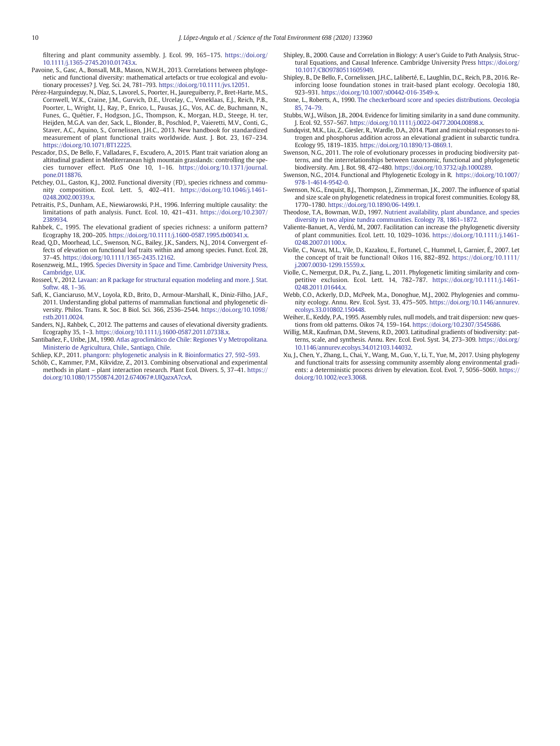filtering and plant community assembly. J. Ecol. 99, 165–175. https://doi.org/10.1111/j.1365-2745.2010.01743.x.

Pavoine, S., Gasc, A., Bonsall, M.B., Mason, N.W.H., 2013. Correlations between phylogenetic and functional diversity: mathematical artefacts or true ecological and evolutionary processes? J. Veg. Sci. 24, 781–793. https://doi.org/10.1111/jvs.12051.

Pérez-Harguindeguy, N., Díaz, S., Lavorel, S., Poorter, H., Jaureguiberry, P., Bret-Harte, M.S., Cornwell, W.K., Craine, J.M., Gurvich, D.E., Urcelay, C., Veneklaas, E.J., Reich, P.B., Poorter, L., Wright, I.J., Ray, P., Enrico, L., Pausas, J.G., Vos, A.C. de, Buchmann, N., Funes, G., Quétier, F., Hodgson, J.G., Thompson, K., Morgan, H.D., Steege, H. ter, Heijden, M.G.A. van der, Sack, L., Blonder, B., Poschlod, P., Vaieretti, M.V., Conti, G., Staver, A.C., Aquino, S., Cornelissen, J.H.C., 2013. New handbook for standardized measurement of plant functional traits worldwide. Aust. J. Bot. 23, 167–234. https://doi.org/10.1071/BT12225.

Pescador, D.S., De Bello, F., Valladares, F., Escudero, A., 2015. Plant trait variation along an altitudinal gradient in Mediterranean high mountain grasslands: controlling the species turnover effect. PLoS One 10, 1–16. https://doi.org/10.1371/journal.pone.0118876.

Petchey, O.L., Gaston, K.J., 2002. Functional diversity (FD), species richness and community composition. Ecol. Lett. 5, 402–411. https://doi.org/10.1046/j.1461-0248.2002.00339.x.

Petraitis, P.S., Dunham, A.E., Niewiarowski, P.H., 1996. Inferring multiple causality: the limitations of path analysis. Funct. Ecol. 10, 421–431. https://doi.org/10.2307/2389934.

Rahbek, C., 1995. The elevational gradient of species richness: a uniform pattern? Ecography 18, 200–205. https://doi.org/10.1111/j.1600-0587.1995.tb00341.x.

Read, Q.D., Moorhead, L.C., Swenson, N.G., Bailey, J.K., Sanders, N.J., 2014. Convergent effects of elevation on functional leaf traits within and among species. Funct. Ecol. 28, 37–45. https://doi.org/10.1111/1365-2435.12162.

Rosenzweig, M.L., 1995. Species Diversity in Space and Time. Cambridge University Press, Cambridge, U.K.

Rosseel, Y., 2012. Lavaan: an R package for structural equation modeling and more. J. Stat. Softw. 48, 1–36.

Safi, K., Cianciaruso, M.V., Loyola, R.D., Brito, D., Armour-Marshall, K., Diniz-Filho, J.A.F., 2011. Understanding global patterns of mammalian functional and phylogenetic diversity. Philos. Trans. R. Soc. B Biol. Sci. 366, 2536–2544. https://doi.org/10.1098/rstb.2011.0024.

Sanders, N.J., Rahbek, C., 2012. The patterns and causes of elevational diversity gradients. Ecography 35, 1–3. https://doi.org/10.1111/j.1600-0587.2011.07338.x.

Santibañez, F., Uribe, J.M., 1990. Atlas agroclimático de Chile: Regiones V y Metropolitana. Ministerio de Agricultura, Chile., Santiago, Chile.

Schliep, K.P., 2011. phangorn: phylogenetic analysis in R. Bioinformatics 27, 592–593.

Schöb, C., Kammer, P.M., Kikvidze, Z., 2013. Combining observational and experimental methods in plant – plant interaction research. Plant Ecol. Divers. 5, 37–41. https://doi.org/10.1080/17550874.2012.674067#.UlQazxA7cxA.

Shipley, B., 2000. Cause and Correlation in Biology: A user's Guide to Path Analysis, Structural Equations, and Causal Inference. Cambridge University Press https://doi.org/10.1017/CBO9780511605949.

Shipley, B., De Bello, F., Cornelissen, J.H.C., Laliberté, E., Laughlin, D.C., Reich, P.B., 2016. Reinforcing loose foundation stones in trait-based plant ecology. Oecologia 180, 923–931. https://doi.org/10.1007/s00442-016-3549-x.

Stone, L., Roberts, A., 1990. The checkerboard score and species distributions. Oecologia 85, 74–79.

Stubbs, W.J., Wilson, J.B., 2004. Evidence for limiting similarity in a sand dune community. J. Ecol. 92, 557–567. https://doi.org/10.1111/j.0022-0477.2004.00898.x.

Sundqvist, M.K., Liu, Z., Giesler, R., Wardle, D.A., 2014. Plant and microbial responses to nitrogen and phosphorus addition across an elevational gradient in subarctic tundra. Ecology 95, 1819–1835. https://doi.org/10.1890/13-0869.1.

Swenson, N.G., 2011. The role of evolutionary processes in producing biodiversity patterns, and the interrelationships between taxonomic, functional and phylogenetic biodiversity. Am. J. Bot. 98, 472–480. https://doi.org/10.3732/ajb.1000289.

Swenson, N.G., 2014. Functional and Phylogenetic Ecology in R. https://doi.org/10.1007/978-1-4614-9542-0.

Swenson, N.G., Enquist, B.J., Thompson, J., Zimmerman, J.K., 2007. The influence of spatial and size scale on phylogenetic relatedness in tropical forest communities. Ecology 88, 1770–1780. https://doi.org/10.1890/06-1499.1.

Theodose, T.A., Bowman, W.D., 1997. Nutrient availability, plant abundance, and species diversity in two alpine tundra communities. Ecology 78, 1861–1872.

Valiente-Banuet, A., Verdú, M., 2007. Facilitation can increase the phylogenetic diversity of plant communities. Ecol. Lett. 10, 1029–1036. https://doi.org/10.1111/j.1461-0248.2007.01100.x.

Violle, C., Navas, M.L., Vile, D., Kazakou, E., Fortunel, C., Hummel, I., Garnier, É., 2007. Let the concept of trait be functional! Oikos 116, 882–892. https://doi.org/10.1111/j.2007.0030-1299.15559.x.

Violle, C., Nemergut, D.R., Pu, Z., Jiang, L., 2011. Phylogenetic limiting similarity and competitive exclusion. Ecol. Lett. 14, 782–787. https://doi.org/10.1111/j.1461-0248.2011.01644.x.

Webb, C.O., Ackerly, D.D., McPeek, M.a., Donoghue, M.J., 2002. Phylogenies and community ecology. Annu. Rev. Ecol. Syst. 33, 475–505. https://doi.org/10.1146/annurev.ecolsys.33.010802.150448.

Weiher, E., Keddy, P.A., 1995. Assembly rules, null models, and trait dispersion: new questions from old patterns. Oikos 74, 159–164. https://doi.org/10.2307/3545686.

Willig, M.R., Kaufman, D.M., Stevens, R.D., 2003. Latitudinal gradients of biodiversity: patterns, scale, and synthesis. Annu. Rev. Ecol. Evol. Syst. 34, 273–309. https://doi.org/10.1146/annurev.ecolsys.34.012103.144032.

Xu, J., Chen, Y., Zhang, L., Chai, Y., Wang, M., Guo, Y., Li, T., Yue, M., 2017. Using phylogeny and functional traits for assessing community assembly along environmental gradients: a deterministic process driven by elevation. Ecol. Evol. 7, 5056–5069. https://doi.org/10.1002/ece3.3068.